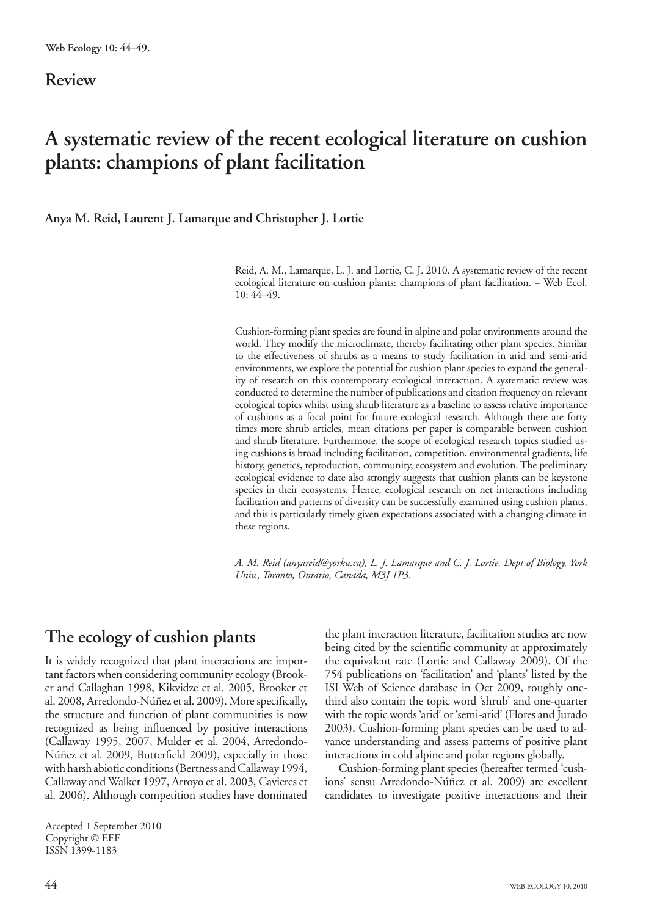**Review**

# A systematic review of the recent ecological literature on cushion plants: champions of plant facilitation

**Anya M. Reid, Laurent J. Lamarque and Christopher J. Lortie**

Reid, A. M., Lamarque, L. J. and Lortie, C. J. 2010. A systematic review of the recent ecological literature on cushion plants: champions of plant facilitation. – Web Ecol. 10: 44–49.

Cushion-forming plant species are found in alpine and polar environments around the world. They modify the microclimate, thereby facilitating other plant species. Similar to the effectiveness of shrubs as a means to study facilitation in arid and semi-arid environments, we explore the potential for cushion plant species to expand the generality of research on this contemporary ecological interaction. A systematic review was conducted to determine the number of publications and citation frequency on relevant ecological topics whilst using shrub literature as a baseline to assess relative importance of cushions as a focal point for future ecological research. Although there are forty times more shrub articles, mean citations per paper is comparable between cushion and shrub literature. Furthermore, the scope of ecological research topics studied using cushions is broad including facilitation, competition, environmental gradients, life history, genetics, reproduction, community, ecosystem and evolution. The preliminary ecological evidence to date also strongly suggests that cushion plants can be keystone species in their ecosystems. Hence, ecological research on net interactions including facilitation and patterns of diversity can be successfully examined using cushion plants, and this is particularly timely given expectations associated with a changing climate in these regions.

*A. M. Reid (anyareid@yorku.ca), L. J. Lamarque and C. J. Lortie, Dept of Biology, York Univ., Toronto, Ontario, Canada, M3J 1P3.*

## The ecology of cushion plants

It is widely recognized that plant interactions are important factors when considering community ecology (Brooker and Callaghan 1998, Kikvidze et al. 2005, Brooker et al. 2008, Arredondo-Núñez et al. 2009). More specifically, the structure and function of plant communities is now recognized as being influenced by positive interactions (Callaway 1995, 2007, Mulder et al. 2004, Arredondo-Núñez et al. 2009, Butterfield 2009), especially in those with harsh abiotic conditions (Bertness and Callaway 1994, Callaway and Walker 1997, Arroyo et al. 2003, Cavieres et al. 2006). Although competition studies have dominated the plant interaction literature, facilitation studies are now being cited by the scientific community at approximately the equivalent rate (Lortie and Callaway 2009). Of the 754 publications on 'facilitation' and 'plants' listed by the ISI Web of Science database in Oct 2009, roughly one-third also contain the topic word 'shrub' and one-quarter with the topic words 'arid' or 'semi-arid' (Flores and Jurado 2003). Cushion-forming plant species can be used to advance understanding and assess patterns of positive plant interactions in cold alpine and polar regions globally.

Cushion-forming plant species (hereafter termed 'cushions' sensu Arredondo-Núñez et al. 2009) are excellent candidates to investigate positive interactions and their

Accepted 1 September 2010
Copyright © EEF
ISSN 1399-1183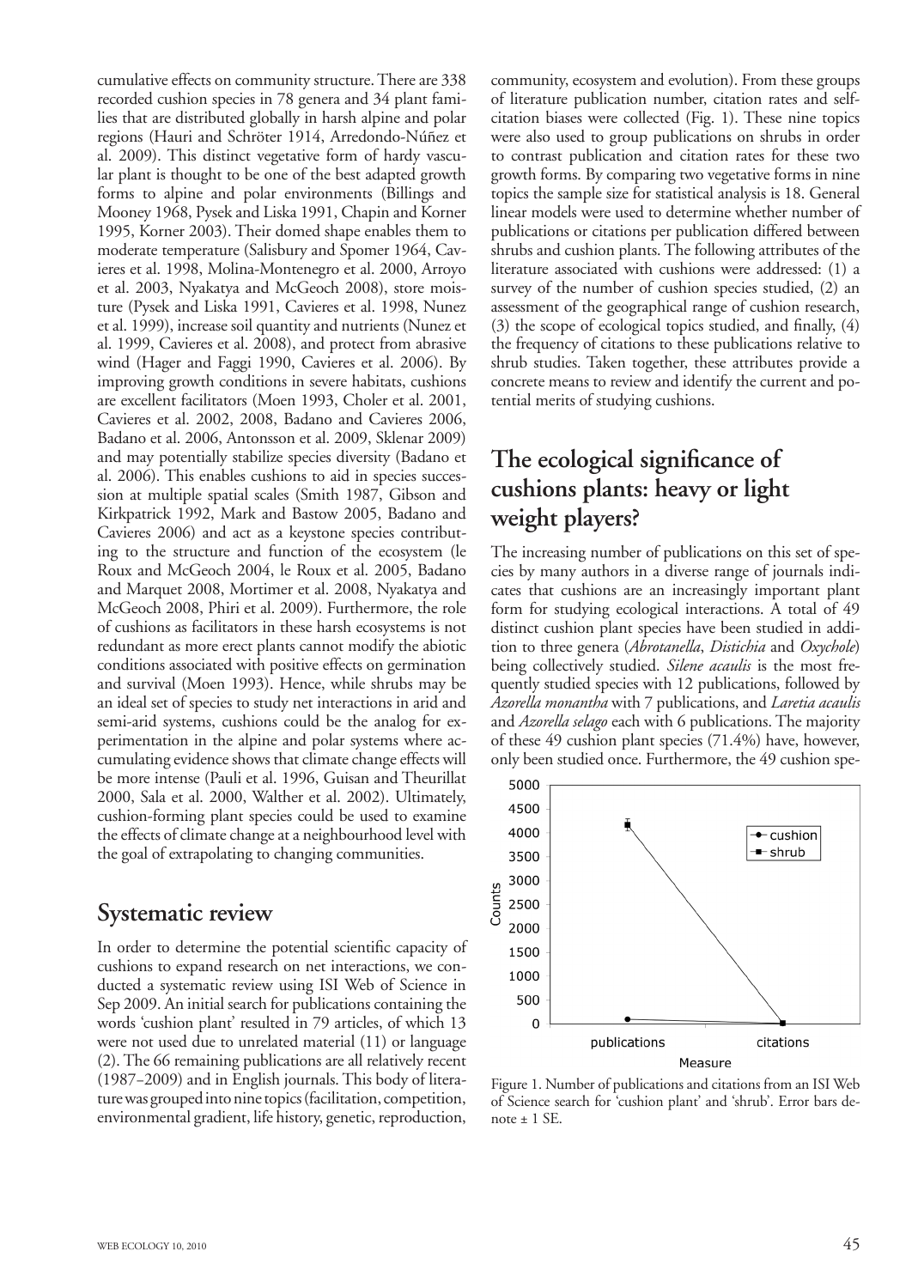cumulative effects on community structure. There are 338 recorded cushion species in 78 genera and 34 plant families that are distributed globally in harsh alpine and polar regions (Hauri and Schröter 1914, Arredondo-Núñez et al. 2009). This distinct vegetative form of hardy vascular plant is thought to be one of the best adapted growth forms to alpine and polar environments (Billings and Mooney 1968, Pysek and Liska 1991, Chapin and Korner 1995, Korner 2003). Their domed shape enables them to moderate temperature (Salisbury and Spomer 1964, Cavieres et al. 1998, Molina-Montenegro et al. 2000, Arroyo et al. 2003, Nyakatya and McGeoch 2008), store moisture (Pysek and Liska 1991, Cavieres et al. 1998, Nunez et al. 1999), increase soil quantity and nutrients (Nunez et al. 1999, Cavieres et al. 2008), and protect from abrasive wind (Hager and Faggi 1990, Cavieres et al. 2006). By improving growth conditions in severe habitats, cushions are excellent facilitators (Moen 1993, Choler et al. 2001, Cavieres et al. 2002, 2008, Badano and Cavieres 2006, Badano et al. 2006, Antonsson et al. 2009, Sklenar 2009) and may potentially stabilize species diversity (Badano et al. 2006). This enables cushions to aid in species succession at multiple spatial scales (Smith 1987, Gibson and Kirkpatrick 1992, Mark and Bastow 2005, Badano and Cavieres 2006) and act as a keystone species contributing to the structure and function of the ecosystem (le Roux and McGeoch 2004, le Roux et al. 2005, Badano and Marquet 2008, Mortimer et al. 2008, Nyakatya and McGeoch 2008, Phiri et al. 2009). Furthermore, the role of cushions as facilitators in these harsh ecosystems is not redundant as more erect plants cannot modify the abiotic conditions associated with positive effects on germination and survival (Moen 1993). Hence, while shrubs may be an ideal set of species to study net interactions in arid and semi-arid systems, cushions could be the analog for experimentation in the alpine and polar systems where accumulating evidence shows that climate change effects will be more intense (Pauli et al. 1996, Guisan and Theurillat 2000, Sala et al. 2000, Walther et al. 2002). Ultimately, cushion-forming plant species could be used to examine the effects of climate change at a neighbourhood level with the goal of extrapolating to changing communities.

## Systematic review

In order to determine the potential scientific capacity of cushions to expand research on net interactions, we conducted a systematic review using ISI Web of Science in Sep 2009. An initial search for publications containing the words 'cushion plant' resulted in 79 articles, of which 13 were not used due to unrelated material (11) or language (2). The 66 remaining publications are all relatively recent (1987–2009) and in English journals. This body of literature was grouped into nine topics (facilitation, competition, environmental gradient, life history, genetic, reproduction, community, ecosystem and evolution). From these groups of literature publication number, citation rates and self-citation biases were collected (Fig. 1). These nine topics were also used to group publications on shrubs in order to contrast publication and citation rates for these two growth forms. By comparing two vegetative forms in nine topics the sample size for statistical analysis is 18. General linear models were used to determine whether number of publications or citations per publication differed between shrubs and cushion plants. The following attributes of the literature associated with cushions were addressed: (1) a survey of the number of cushion species studied, (2) an assessment of the geographical range of cushion research, (3) the scope of ecological topics studied, and finally, (4) the frequency of citations to these publications relative to shrub studies. Taken together, these attributes provide a concrete means to review and identify the current and potential merits of studying cushions.

## The ecological significance of cushions plants: heavy or light weight players?

The increasing number of publications on this set of species by many authors in a diverse range of journals indicates that cushions are an increasingly important plant form for studying ecological interactions. A total of 49 distinct cushion plant species have been studied in addition to three genera (*Abrotanella*, *Distichia* and *Oxychole*) being collectively studied. *Silene acaulis* is the most frequently studied species with 12 publications, followed by *Azorella monantha* with 7 publications, and *Laretia acaulis* and *Azorella selago* each with 6 publications. The majority of these 49 cushion plant species (71.4%) have, however, only been studied once. Furthermore, the 49 cushion spe-

Figure 1. Number of publications and citations from an ISI Web of Science search for 'cushion plant' and 'shrub'. Error bars denote ± 1 SE.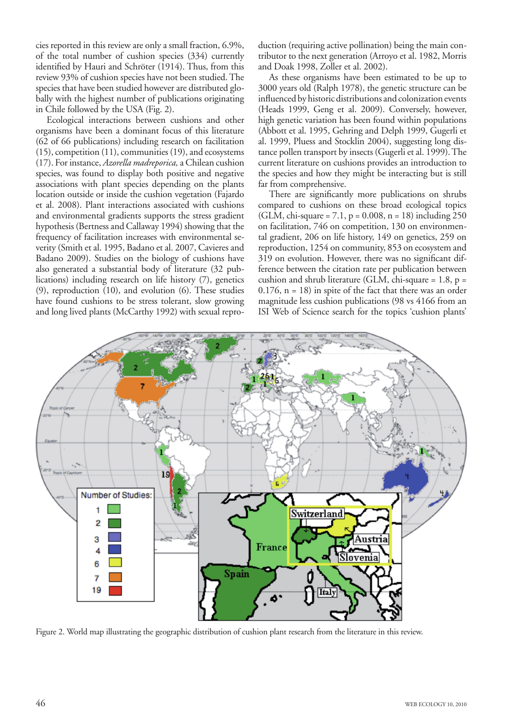cies reported in this review are only a small fraction, 6.9%, of the total number of cushion species (334) currently identified by Hauri and Schröter (1914). Thus, from this review 93% of cushion species have not been studied. The species that have been studied however are distributed globally with the highest number of publications originating in Chile followed by the USA (Fig. 2).

Ecological interactions between cushions and other organisms have been a dominant focus of this literature (62 of 66 publications) including research on facilitation (15), competition (11), communities (19), and ecosystems (17). For instance, *Azorella madreporica,* a Chilean cushion species, was found to display both positive and negative associations with plant species depending on the plants location outside or inside the cushion vegetation (Fajardo et al. 2008). Plant interactions associated with cushions and environmental gradients supports the stress gradient hypothesis (Bertness and Callaway 1994) showing that the frequency of facilitation increases with environmental severity (Smith et al. 1995, Badano et al. 2007, Cavieres and Badano 2009). Studies on the biology of cushions have also generated a substantial body of literature (32 publications) including research on life history (7), genetics (9), reproduction (10), and evolution (6). These studies have found cushions to be stress tolerant, slow growing and long lived plants (McCarthy 1992) with sexual reproduction (requiring active pollination) being the main contributor to the next generation (Arroyo et al. 1982, Morris and Doak 1998, Zoller et al. 2002).

As these organisms have been estimated to be up to 3000 years old (Ralph 1978), the genetic structure can be influenced by historic distributions and colonization events (Heads 1999, Geng et al. 2009). Conversely, however, high genetic variation has been found within populations (Abbott et al. 1995, Gehring and Delph 1999, Gugerli et al. 1999, Pluess and Stocklin 2004), suggesting long distance pollen transport by insects (Gugerli et al. 1999). The current literature on cushions provides an introduction to the species and how they might be interacting but is still far from comprehensive.

There are significantly more publications on shrubs compared to cushions on these broad ecological topics (GLM, chi-square = 7.1, $p = 0.008$, $n = 18$) including 250 on facilitation, 746 on competition, 130 on environmental gradient, 206 on life history, 149 on genetics, 259 on reproduction, 1254 on community, 853 on ecosystem and 319 on evolution. However, there was no significant difference between the citation rate per publication between cushion and shrub literature (GLM, chi-square = 1.8, $p = 0.176$, $n = 18$) in spite of the fact that there was an order magnitude less cushion publications (98 vs 4166 from an ISI Web of Science search for the topics 'cushion plants'

Figure 2. World map illustrating the geographic distribution of cushion plant research from the literature in this review.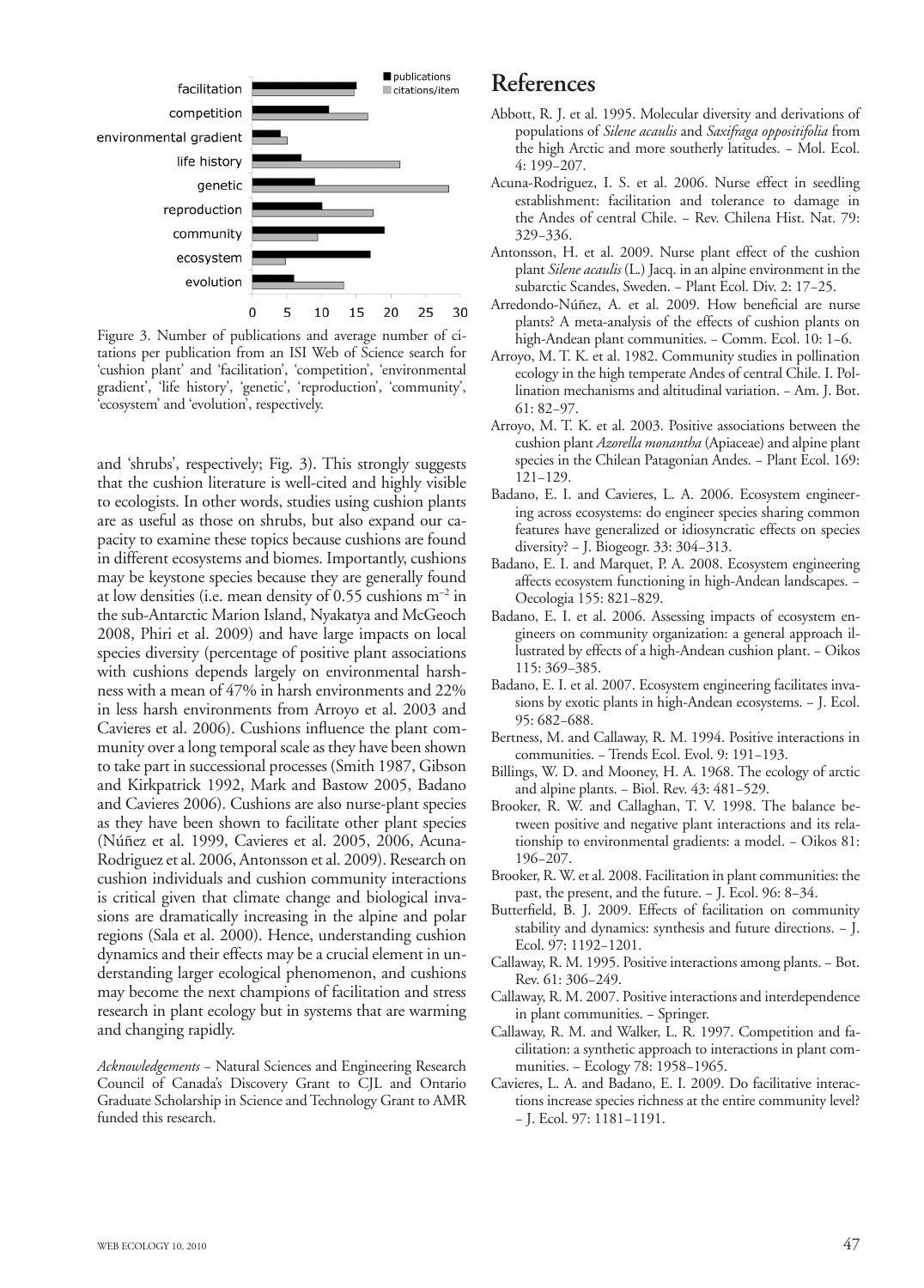Figure 3. Number of publications and average number of citations per publication from an ISI Web of Science search for 'cushion plant' and 'facilitation', 'competition', 'environmental gradient', 'life history', 'genetic', 'reproduction', 'community', 'ecosystem' and 'evolution', respectively.

and 'shrubs', respectively; Fig. 3). This strongly suggests that the cushion literature is well-cited and highly visible to ecologists. In other words, studies using cushion plants are as useful as those on shrubs, but also expand our capacity to examine these topics because cushions are found in different ecosystems and biomes. Importantly, cushions may be keystone species because they are generally found at low densities (i.e. mean density of 0.55 cushions $m^{-2}$ in the sub-Antarctic Marion Island, Nyakatya and McGeoch 2008, Phiri et al. 2009) and have large impacts on local species diversity (percentage of positive plant associations with cushions depends largely on environmental harshness with a mean of 47% in harsh environments and 22% in less harsh environments from Arroyo et al. 2003 and Cavieres et al. 2006). Cushions influence the plant community over a long temporal scale as they have been shown to take part in successional processes (Smith 1987, Gibson and Kirkpatrick 1992, Mark and Bastow 2005, Badano and Cavieres 2006). Cushions are also nurse-plant species as they have been shown to facilitate other plant species (Núñez et al. 1999, Cavieres et al. 2005, 2006, Acuna-Rodriguez et al. 2006, Antonsson et al. 2009). Research on cushion individuals and cushion community interactions is critical given that climate change and biological invasions are dramatically increasing in the alpine and polar regions (Sala et al. 2000). Hence, understanding cushion dynamics and their effects may be a crucial element in understanding larger ecological phenomenon, and cushions may become the next champions of facilitation and stress research in plant ecology but in systems that are warming and changing rapidly.

*Acknowledgements* – Natural Sciences and Engineering Research Council of Canada's Discovery Grant to CJL and Ontario Graduate Scholarship in Science and Technology Grant to AMR funded this research.

# References

Abbott, R. J. et al. 1995. Molecular diversity and derivations of populations of *Silene acaulis* and *Saxifraga oppositifolia* from the high Arctic and more southerly latitudes. – Mol. Ecol. 4: 199–207.

Acuna-Rodriguez, I. S. et al. 2006. Nurse effect in seedling establishment: facilitation and tolerance to damage in the Andes of central Chile. – Rev. Chilena Hist. Nat. 79: 329–336.

Antonsson, H. et al. 2009. Nurse plant effect of the cushion plant *Silene acaulis* (L.) Jacq. in an alpine environment in the subarctic Scandes, Sweden. – Plant Ecol. Div. 2: 17–25.

Arredondo-Núñez, A. et al. 2009. How beneficial are nurse plants? A meta-analysis of the effects of cushion plants on high-Andean plant communities. – Comm. Ecol. 10: 1–6.

Arroyo, M. T. K. et al. 1982. Community studies in pollination ecology in the high temperate Andes of central Chile. I. Pollination mechanisms and altitudinal variation. – Am. J. Bot. 61: 82–97.

Arroyo, M. T. K. et al. 2003. Positive associations between the cushion plant *Azorella monantha* (Apiaceae) and alpine plant species in the Chilean Patagonian Andes. – Plant Ecol. 169: 121–129.

Badano, E. I. and Cavieres, L. A. 2006. Ecosystem engineering across ecosystems: do engineer species sharing common features have generalized or idiosyncratic effects on species diversity? – J. Biogeogr. 33: 304–313.

Badano, E. I. and Marquet, P. A. 2008. Ecosystem engineering affects ecosystem functioning in high-Andean landscapes. – Oecologia 155: 821–829.

Badano, E. I. et al. 2006. Assessing impacts of ecosystem engineers on community organization: a general approach illustrated by effects of a high-Andean cushion plant. – Oikos 115: 369–385.

Badano, E. I. et al. 2007. Ecosystem engineering facilitates invasions by exotic plants in high-Andean ecosystems. – J. Ecol. 95: 682–688.

Bertness, M. and Callaway, R. M. 1994. Positive interactions in communities. – Trends Ecol. Evol. 9: 191–193.

Billings, W. D. and Mooney, H. A. 1968. The ecology of arctic and alpine plants. – Biol. Rev. 43: 481–529.

Brooker, R. W. and Callaghan, T. V. 1998. The balance between positive and negative plant interactions and its relationship to environmental gradients: a model. – Oikos 81: 196–207.

Brooker, R. W. et al. 2008. Facilitation in plant communities: the past, the present, and the future. – J. Ecol. 96: 8–34.

Butterfield, B. J. 2009. Effects of facilitation on community stability and dynamics: synthesis and future directions. – J. Ecol. 97: 1192–1201.

Callaway, R. M. 1995. Positive interactions among plants. – Bot. Rev. 61: 306–249.

Callaway, R. M. 2007. Positive interactions and interdependence in plant communities. – Springer.

Callaway, R. M. and Walker, L. R. 1997. Competition and facilitation: a synthetic approach to interactions in plant communities. – Ecology 78: 1958–1965.

Cavieres, L. A. and Badano, E. I. 2009. Do facilitative interactions increase species richness at the entire community level? – J. Ecol. 97: 1181–1191.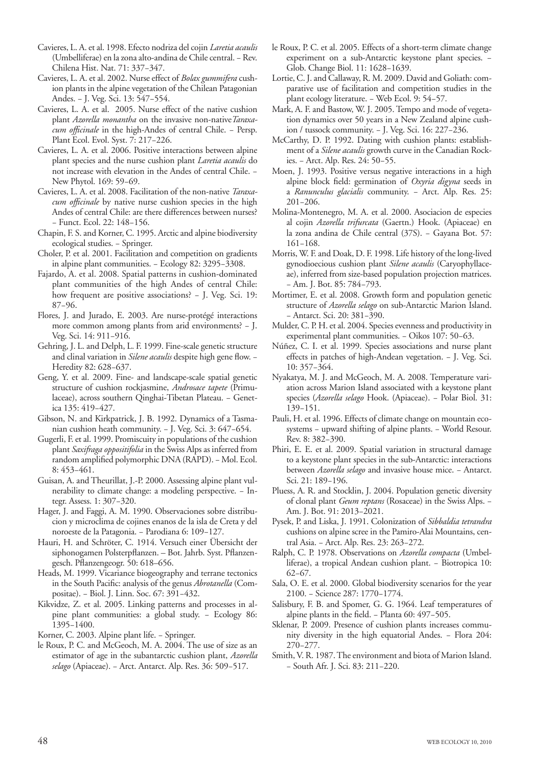Cavieres, L. A. et al. 1998. Efecto nodriza del cojin *Laretia acaulis* (Umbelliferae) en la zona alto-andina de Chile central. – Rev. Chilena Hist. Nat. 71: 337–347.

Cavieres, L. A. et al. 2002. Nurse effect of *Bolax gummifera* cushion plants in the alpine vegetation of the Chilean Patagonian Andes. – J. Veg. Sci. 13: 547–554.

Cavieres, L. A. et al. 2005. Nurse effect of the native cushion plant *Azorella monantha* on the invasive non-native *Taraxacum officinale* in the high-Andes of central Chile. – Persp. Plant Ecol. Evol. Syst. 7: 217–226.

Cavieres, L. A. et al. 2006. Positive interactions between alpine plant species and the nurse cushion plant *Laretia acaulis* do not increase with elevation in the Andes of central Chile. – New Phytol. 169: 59–69.

Cavieres, L. A. et al. 2008. Facilitation of the non-native *Taraxacum officinale* by native nurse cushion species in the high Andes of central Chile: are there differences between nurses? – Funct. Ecol. 22: 148–156.

Chapin, F. S. and Korner, C. 1995. Arctic and alpine biodiversity ecological studies. – Springer.

Choler, P. et al. 2001. Facilitation and competition on gradients in alpine plant communities. – Ecology 82: 3295–3308.

Fajardo, A. et al. 2008. Spatial patterns in cushion-dominated plant communities of the high Andes of central Chile: how frequent are positive associations? – J. Veg. Sci. 19: 87–96.

Flores, J. and Jurado, E. 2003. Are nurse-protégé interactions more common among plants from arid environments? – J. Veg. Sci. 14: 911–916.

Gehring, J. L. and Delph, L. F. 1999. Fine-scale genetic structure and clinal variation in *Silene acaulis* despite high gene flow. – Heredity 82: 628–637.

Geng, Y. et al. 2009. Fine- and landscape-scale spatial genetic structure of cushion rockjasmine, *Androsace tapete* (Primulaceae), across southern Qinghai-Tibetan Plateau. – Genetica 135: 419–427.

Gibson, N. and Kirkpatrick, J. B. 1992. Dynamics of a Tasmanian cushion heath community. – J. Veg. Sci. 3: 647–654.

Gugerli, F. et al. 1999. Promiscuity in populations of the cushion plant *Saxifraga oppositifolia* in the Swiss Alps as inferred from random amplified polymorphic DNA (RAPD). – Mol. Ecol. 8: 453–461.

Guisan, A. and Theurillat, J.-P. 2000. Assessing alpine plant vulnerability to climate change: a modeling perspective. – Integr. Assess. 1: 307–320.

Hager, J. and Faggi, A. M. 1990. Observaciones sobre distribucion y microclima de cojines enanos de la isla de Creta y del noroeste de la Patagonia. – Parodiana 6: 109–127.

Hauri, H. and Schröter, C. 1914. Versuch einer Übersicht der siphonogamen Polsterpflanzen. – Bot. Jahrb. Syst. Pflanzengesch. Pflanzengeogr. 50: 618–656.

Heads, M. 1999. Vicariance biogeography and terrane tectonics in the South Pacific: analysis of the genus *Abrotanella* (Compositae). – Biol. J. Linn. Soc. 67: 391–432.

Kikvidze, Z. et al. 2005. Linking patterns and processes in alpine plant communities: a global study. – Ecology 86: 1395–1400.

Korner, C. 2003. Alpine plant life. – Springer.

le Roux, P. C. and McGeoch, M. A. 2004. The use of size as an estimator of age in the subantarctic cushion plant, *Azorella selago* (Apiaceae). – Arct. Antarct. Alp. Res. 36: 509–517.

le Roux, P. C. et al. 2005. Effects of a short-term climate change experiment on a sub-Antarctic keystone plant species. – Glob. Change Biol. 11: 1628–1639.

Lortie, C. J. and Callaway, R. M. 2009. David and Goliath: comparative use of facilitation and competition studies in the plant ecology literature. – Web Ecol. 9: 54–57.

Mark, A. F. and Bastow, W. J. 2005. Tempo and mode of vegetation dynamics over 50 years in a New Zealand alpine cushion / tussock community. – J. Veg. Sci. 16: 227–236.

McCarthy, D. P. 1992. Dating with cushion plants: establishment of a *Silene acaulis* growth curve in the Canadian Rockies. – Arct. Alp. Res. 24: 50–55.

Moen, J. 1993. Positive versus negative interactions in a high alpine block field: germination of *Oxyria digyna* seeds in a *Ranunculus glacialis* community. – Arct. Alp. Res. 25: 201–206.

Molina-Montenegro, M. A. et al. 2000. Asociacion de especies al cojin *Azorella trifurcata* (Gaertn.) Hook. (Apiaceae) en la zona andina de Chile central (37S). – Gayana Bot. 57: 161–168.

Morris, W. F. and Doak, D. F. 1998. Life history of the long-lived gynodioecious cushion plant *Silene acaulis* (Caryophyllaceae), inferred from size-based population projection matrices. – Am. J. Bot. 85: 784–793.

Mortimer, E. et al. 2008. Growth form and population genetic structure of *Azorella selago* on sub-Antarctic Marion Island. – Antarct. Sci. 20: 381–390.

Mulder, C. P. H. et al. 2004. Species evenness and productivity in experimental plant communities. – Oikos 107: 50–63.

Núñez, C. I. et al. 1999. Species associations and nurse plant effects in patches of high-Andean vegetation. – J. Veg. Sci. 10: 357–364.

Nyakatya, M. J. and McGeoch, M. A. 2008. Temperature variation across Marion Island associated with a keystone plant species (*Azorella selago* Hook. (Apiaceae). – Polar Biol. 31: 139–151.

Pauli, H. et al. 1996. Effects of climate change on mountain ecosystems – upward shifting of alpine plants. – World Resour. Rev. 8: 382–390.

Phiri, E. E. et al. 2009. Spatial variation in structural damage to a keystone plant species in the sub-Antarctic: interactions between *Azorella selago* and invasive house mice. – Antarct. Sci. 21: 189–196.

Pluess, A. R. and Stocklin, J. 2004. Population genetic diversity of clonal plant *Geum reptans* (Rosaceae) in the Swiss Alps. – Am. J. Bot. 91: 2013–2021.

Pysek, P. and Liska, J. 1991. Colonization of *Sibbaldia tetrandra* cushions on alpine scree in the Pamiro-Alai Mountains, central Asia. – Arct. Alp. Res. 23: 263–272.

Ralph, C. P. 1978. Observations on *Azorella compacta* (Umbelliferae), a tropical Andean cushion plant. – Biotropica 10: 62–67.

Sala, O. E. et al. 2000. Global biodiversity scenarios for the year 2100. – Science 287: 1770–1774.

Salisbury, F. B. and Spomer, G. G. 1964. Leaf temperatures of alpine plants in the field. – Planta 60: 497–505.

Sklenar, P. 2009. Presence of cushion plants increases community diversity in the high equatorial Andes. – Flora 204: 270–277.

Smith, V. R. 1987. The environment and biota of Marion Island. – South Afr. J. Sci. 83: 211–220.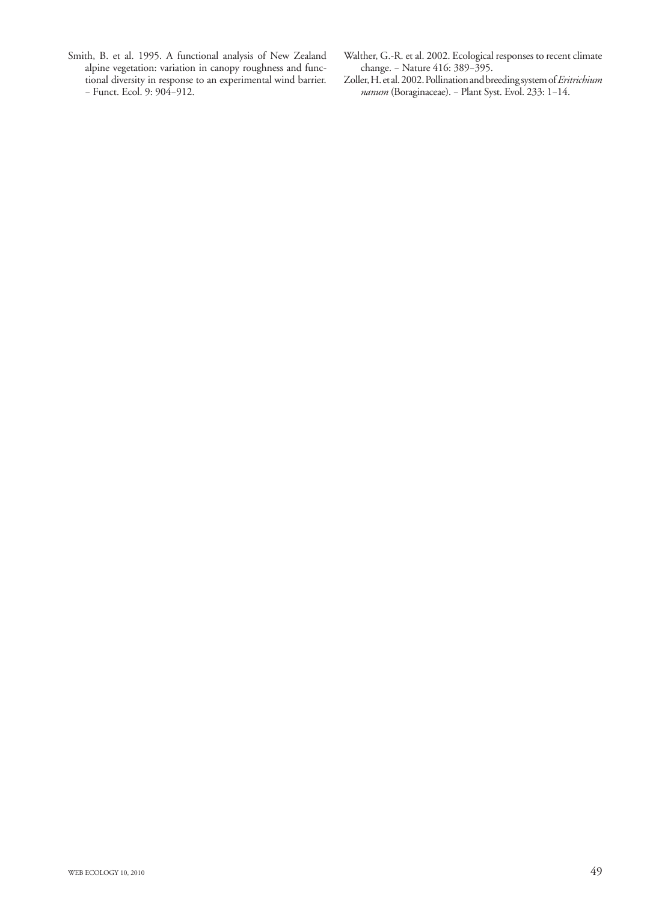Smith, B. et al. 1995. A functional analysis of New Zealand alpine vegetation: variation in canopy roughness and functional diversity in response to an experimental wind barrier. – Funct. Ecol. 9: 904–912.

Walther, G.-R. et al. 2002. Ecological responses to recent climate change. – Nature 416: 389–395.

Zoller, H. et al. 2002. Pollination and breeding system of *Eritrichium nanum* (Boraginaceae). – Plant Syst. Evol. 233: 1–14.